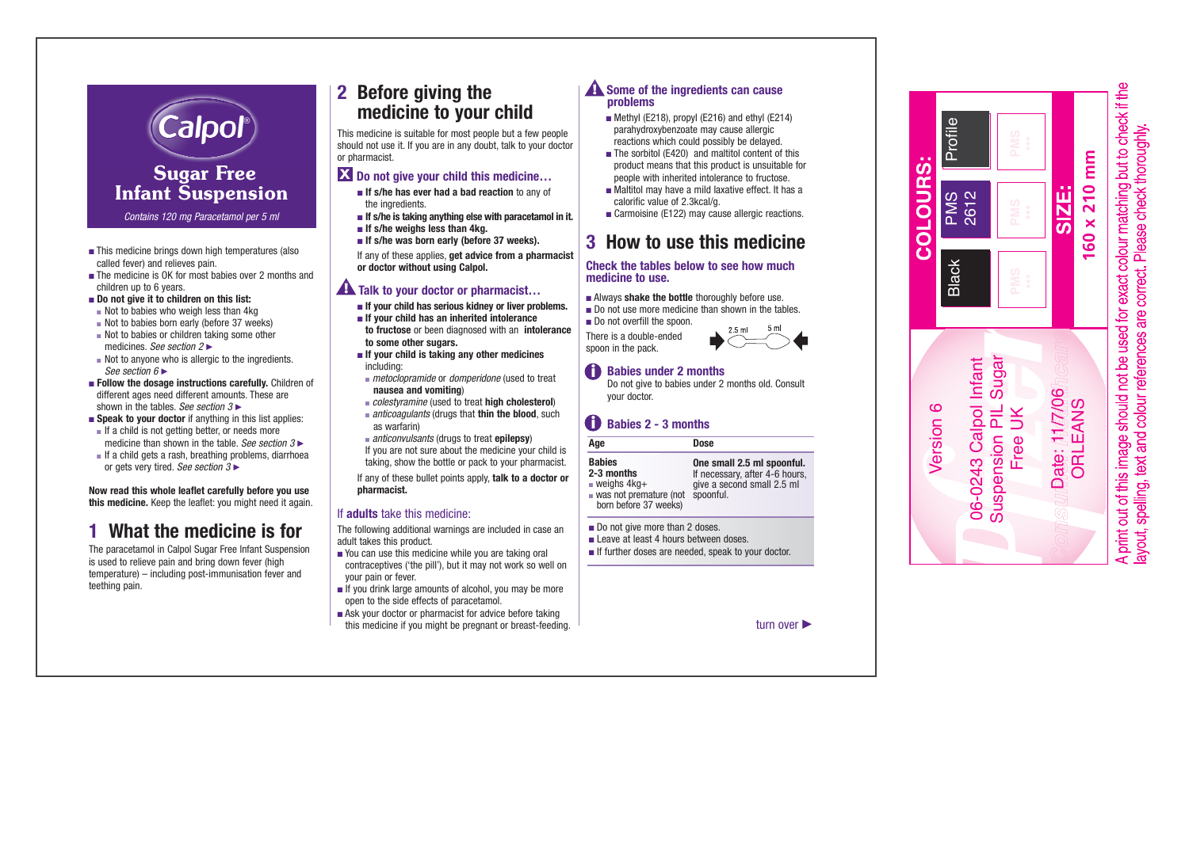# Calpol®

## Sugar Free Infant Suspension

*Contains 120 mg Paracetamol per 5 ml*

- This medicine brings down high temperatures (also called fever) and relieves pain.
- The medicine is OK for most babies over 2 months and children up to 6 years.
- **Do not give it to children on this list:**
  - Not to babies who weigh less than 4kg
  - Not to babies born early (before 37 weeks)
  - Not to babies or children taking some other medicines. *See section 2* ►
  - Not to anyone who is allergic to the ingredients. *See section 6* ►
- **Follow the dosage instructions carefully.** Children of different ages need different amounts. These are shown in the tables. *See section 3* ►
- **Speak to your doctor** if anything in this list applies:
  - If a child is not getting better, or needs more medicine than shown in the table. *See section 3* ►
  - If a child gets a rash, breathing problems, diarrhoea or gets very tired. *See section 3* ►

**Now read this whole leaflet carefully before you use this medicine.** Keep the leaflet: you might need it again.

## 1 What the medicine is for

The paracetamol in Calpol Sugar Free Infant Suspension is used to relieve pain and bring down fever (high temperature) – including post-immunisation fever and teething pain.

## 2 Before giving the medicine to your child

This medicine is suitable for most people but a few people should not use it. If you are in any doubt, talk to your doctor or pharmacist.

### Do not give your child this medicine…

- **If s/he has ever had a bad reaction** to any of the ingredients.
- **If s/he is taking anything else with paracetamol in it.**
- **If s/he weighs less than 4kg.**
- **If s/he was born early (before 37 weeks).**

If any of these applies, **get advice from a pharmacist or doctor without using Calpol.**

### Talk to your doctor or pharmacist…

- **If your child has serious kidney or liver problems.**
- **If your child has an inherited intolerance to fructose** or been diagnosed with an **intolerance to some other sugars.**
- **If your child is taking any other medicines** including:
  - *metoclopramide* or *domperidone* (used to treat **nausea and vomiting**)
  - *colestyramine* (used to treat **high cholesterol**)
  - *anticoagulants* (drugs that **thin the blood**, such as warfarin)
  - *anticonvulsants* (drugs to treat **epilepsy**)

  If you are not sure about the medicine your child is taking, show the bottle or pack to your pharmacist.

If any of these bullet points apply, **talk to a doctor or pharmacist.**

### If **adults** take this medicine:

The following additional warnings are included in case an adult takes this product.

- You can use this medicine while you are taking oral contraceptives ('the pill'), but it may not work so well on your pain or fever.
- If you drink large amounts of alcohol, you may be more open to the side effects of paracetamol.
- Ask your doctor or pharmacist for advice before taking this medicine if you might be pregnant or breast-feeding.

### Some of the ingredients can cause problems

- Methyl (E218), propyl (E216) and ethyl (E214) parahydroxybenzoate may cause allergic reactions which could possibly be delayed.
- The sorbitol (E420) and maltitol content of this product means that this product is unsuitable for people with inherited intolerance to fructose.
- Maltitol may have a mild laxative effect. It has a calorific value of 2.3kcal/g.
- Carmoisine (E122) may cause allergic reactions.

## 3 How to use this medicine

**Check the tables below to see how much medicine to use.**

- Always **shake the bottle** thoroughly before use.
- Do not use more medicine than shown in the tables.
- Do not overfill the spoon.

There is a double-ended spoon in the pack.

2.5 ml 5 ml

### Babies under 2 months

Do not give to babies under 2 months old. Consult your doctor.

### Babies 2 - 3 months

| Age | Dose |
|---|---|
| **Babies 2-3 months**<br>- weighs 4kg+<br>- was not premature (not born before 37 weeks) | **One small 2.5 ml spoonful.** If necessary, after 4-6 hours, give a second small 2.5 ml spoonful. |

- Do not give more than 2 doses.
- Leave at least 4 hours between doses.
- If further doses are needed, speak to your doctor.

turn over ►

COLOURS: Black | PMS 2612 | Profile

SIZE: 160 x 210 mm

Version 6

06-0243 Calpol Infant Suspension PIL Sugar Free UK

Date: 11/7/06 ORLEANS

A print out of this image should not be used for exact colour matching but to check if the layout, spelling, text and colour references are correct. Please check thoroughly.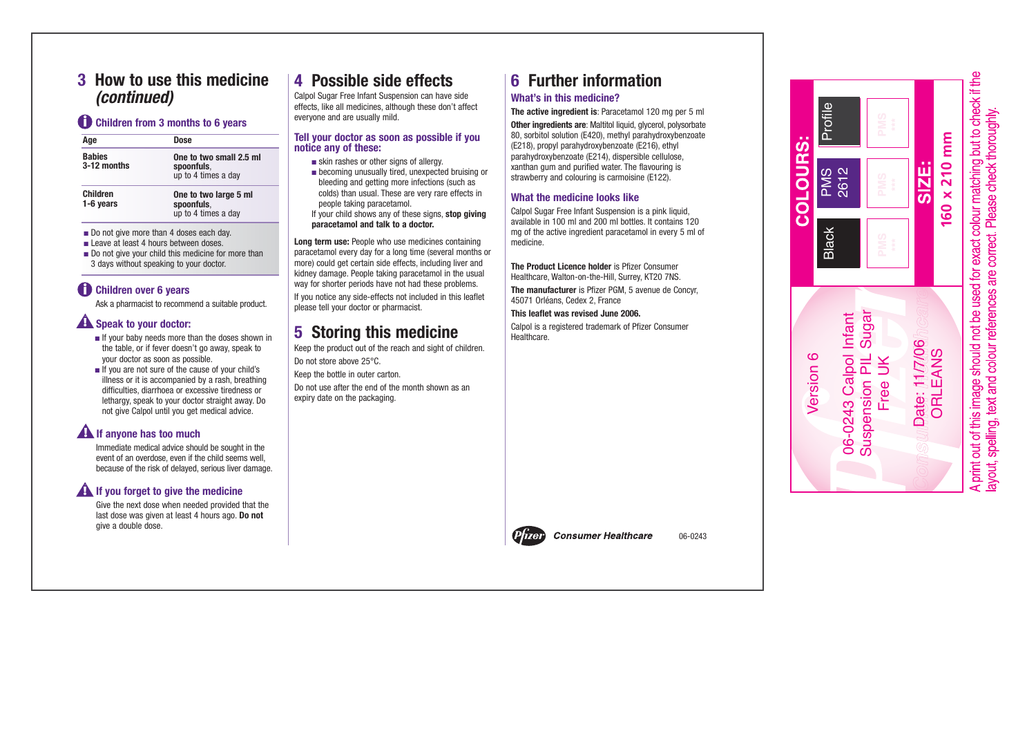## 3 How to use this medicine *(continued)*

### Children from 3 months to 6 years

| Age | Dose |
|---|---|
| **Babies 3-12 months** | **One to two small 2.5 ml spoonfuls**, up to 4 times a day |
| **Children 1-6 years** | **One to two large 5 ml spoonfuls**, up to 4 times a day |

- Do not give more than 4 doses each day.
- Leave at least 4 hours between doses.
- Do not give your child this medicine for more than 3 days without speaking to your doctor.

### Children over 6 years

Ask a pharmacist to recommend a suitable product.

### Speak to your doctor:

- If your baby needs more than the doses shown in the table, or if fever doesn't go away, speak to your doctor as soon as possible.
- If you are not sure of the cause of your child's illness or it is accompanied by a rash, breathing difficulties, diarrhoea or excessive tiredness or lethargy, speak to your doctor straight away. Do not give Calpol until you get medical advice.

### If anyone has too much

Immediate medical advice should be sought in the event of an overdose, even if the child seems well, because of the risk of delayed, serious liver damage.

### If you forget to give the medicine

Give the next dose when needed provided that the last dose was given at least 4 hours ago. **Do not** give a double dose.

## 4 Possible side effects

Calpol Sugar Free Infant Suspension can have side effects, like all medicines, although these don't affect everyone and are usually mild.

### Tell your doctor as soon as possible if you notice any of these:

- skin rashes or other signs of allergy.
- becoming unusually tired, unexpected bruising or bleeding and getting more infections (such as colds) than usual. These are very rare effects in people taking paracetamol.

If your child shows any of these signs, **stop giving paracetamol and talk to a doctor.**

**Long term use:** People who use medicines containing paracetamol every day for a long time (several months or more) could get certain side effects, including liver and kidney damage. People taking paracetamol in the usual way for shorter periods have not had these problems.

If you notice any side-effects not included in this leaflet please tell your doctor or pharmacist.

## 5 Storing this medicine

Keep the product out of the reach and sight of children.

Do not store above 25°C.

Keep the bottle in outer carton.

Do not use after the end of the month shown as an expiry date on the packaging.

## 6 Further information

### What's in this medicine?

**The active ingredient is**: Paracetamol 120 mg per 5 ml

**Other ingredients are**: Maltitol liquid, glycerol, polysorbate 80, sorbitol solution (E420), methyl parahydroxybenzoate (E218), propyl parahydroxybenzoate (E216), ethyl parahydroxybenzoate (E214), dispersible cellulose, xanthan gum and purified water. The flavouring is strawberry and colouring is carmoisine (E122).

### What the medicine looks like

Calpol Sugar Free Infant Suspension is a pink liquid, available in 100 ml and 200 ml bottles. It contains 120 mg of the active ingredient paracetamol in every 5 ml of medicine.

**The Product Licence holder** is Pfizer Consumer Healthcare, Walton-on-the-Hill, Surrey, KT20 7NS.

**The manufacturer** is Pfizer PGM, 5 avenue de Concyr, 45071 Orléans, Cedex 2, France

**This leaflet was revised June 2006.**

Calpol is a registered trademark of Pfizer Consumer Healthcare.

Pfizer Consumer Healthcare 06-0243

Version 6

06-0243 Calpol Infant Suspension PIL Sugar Free UK

Date: 11/7/06

ORLEANS

COLOURS: Black PMS 2612 Profile

SIZE: 160 x 210 mm

A print out of this image should not be used for exact colour matching but to check if the layout, spelling, text and colour references are correct. Please check thoroughly.